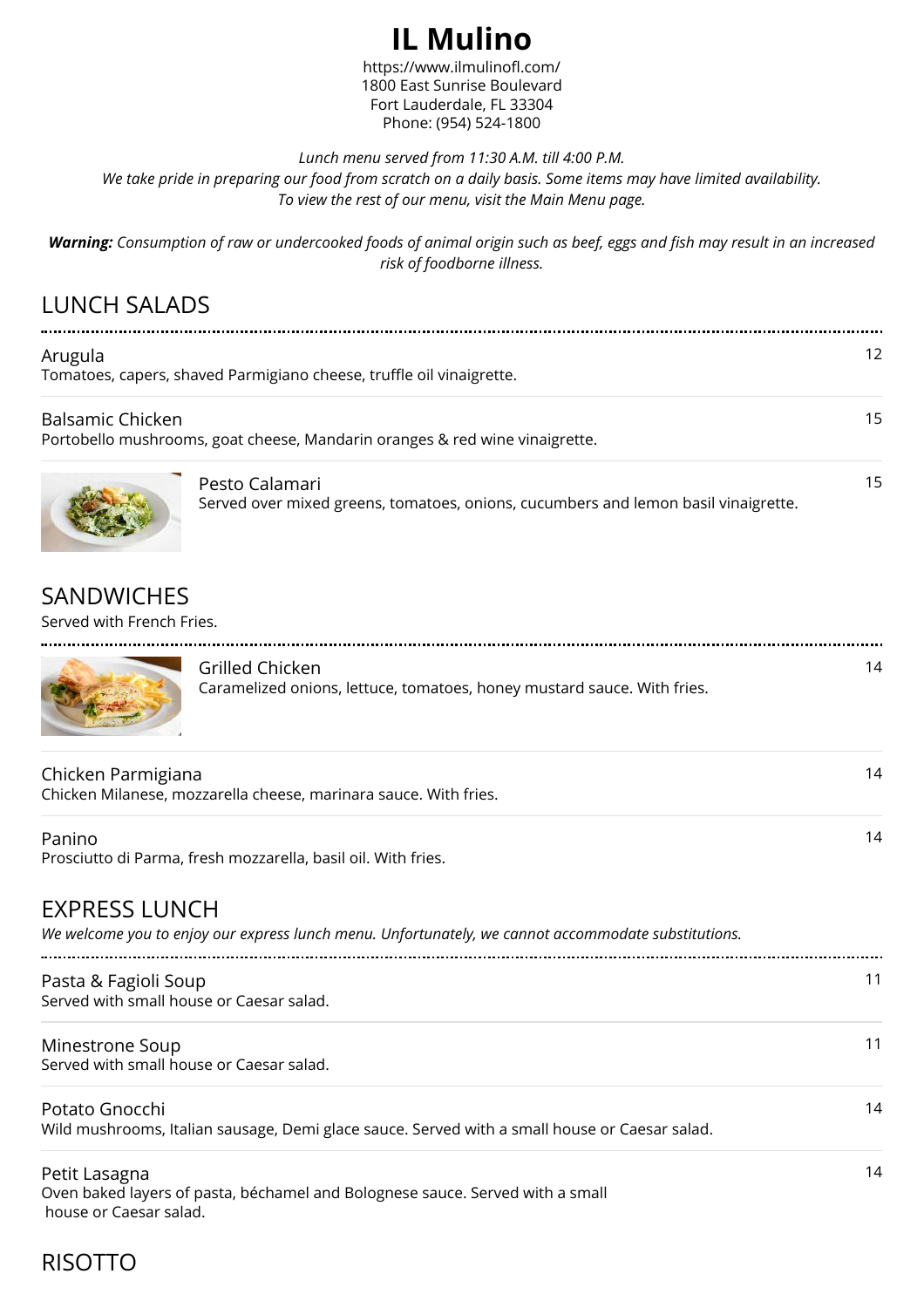# IL Mulino

https://www.ilmulinofl.com/
1800 East Sunrise Boulevard
Fort Lauderdale, FL 33304
Phone: (954) 524-1800

*Lunch menu served from 11:30 A.M. till 4:00 P.M.*
*We take pride in preparing our food from scratch on a daily basis. Some items may have limited availability.*
*To view the rest of our menu, visit the Main Menu page.*

***Warning:*** *Consumption of raw or undercooked foods of animal origin such as beef, eggs and fish may result in an increased risk of foodborne illness.*

## LUNCH SALADS

Arugula — 12
Tomatoes, capers, shaved Parmigiano cheese, truffle oil vinaigrette.

Balsamic Chicken — 15
Portobello mushrooms, goat cheese, Mandarin oranges & red wine vinaigrette.

Pesto Calamari — 15
Served over mixed greens, tomatoes, onions, cucumbers and lemon basil vinaigrette.

## SANDWICHES

Served with French Fries.

Grilled Chicken — 14
Caramelized onions, lettuce, tomatoes, honey mustard sauce. With fries.

Chicken Parmigiana — 14
Chicken Milanese, mozzarella cheese, marinara sauce. With fries.

Panino — 14
Prosciutto di Parma, fresh mozzarella, basil oil. With fries.

## EXPRESS LUNCH

*We welcome you to enjoy our express lunch menu. Unfortunately, we cannot accommodate substitutions.*

Pasta & Fagioli Soup — 11
Served with small house or Caesar salad.

Minestrone Soup — 11
Served with small house or Caesar salad.

Potato Gnocchi — 14
Wild mushrooms, Italian sausage, Demi glace sauce. Served with a small house or Caesar salad.

Petit Lasagna — 14
Oven baked layers of pasta, béchamel and Bolognese sauce. Served with a small house or Caesar salad.

## RISOTTO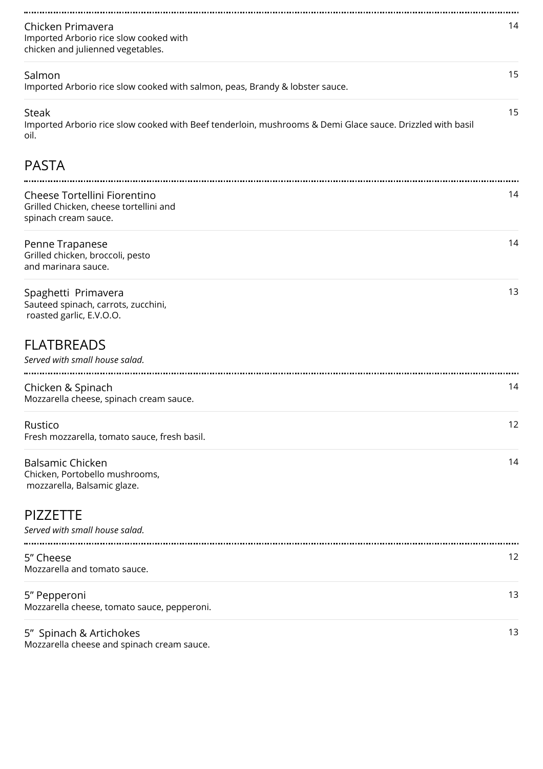Chicken Primavera
Imported Arborio rice slow cooked with
chicken and julienned vegetables.
14

Salmon
Imported Arborio rice slow cooked with salmon, peas, Brandy & lobster sauce.
15

Steak
Imported Arborio rice slow cooked with Beef tenderloin, mushrooms & Demi Glace sauce. Drizzled with basil oil.
15

## PASTA

Cheese Tortellini Fiorentino
Grilled Chicken, cheese tortellini and
spinach cream sauce.
14

Penne Trapanese
Grilled chicken, broccoli, pesto
and marinara sauce.
14

Spaghetti Primavera
Sauteed spinach, carrots, zucchini,
roasted garlic, E.V.O.O.
13

## FLATBREADS

*Served with small house salad.*

Chicken & Spinach
Mozzarella cheese, spinach cream sauce.
14

Rustico
Fresh mozzarella, tomato sauce, fresh basil.
12

Balsamic Chicken
Chicken, Portobello mushrooms,
mozzarella, Balsamic glaze.
14

## PIZZETTE

*Served with small house salad.*

5" Cheese
Mozzarella and tomato sauce.
12

5" Pepperoni
Mozzarella cheese, tomato sauce, pepperoni.
13

5" Spinach & Artichokes
Mozzarella cheese and spinach cream sauce.
13